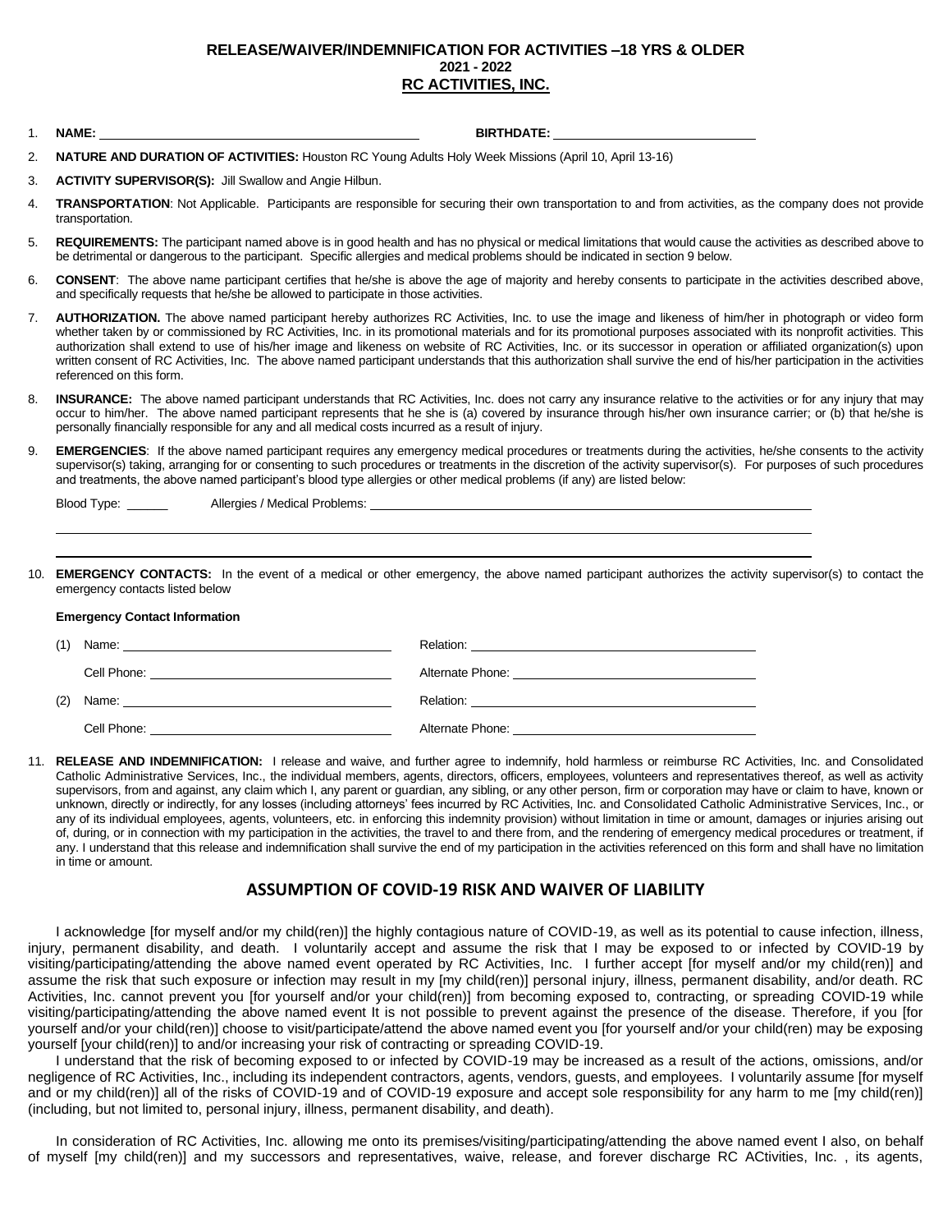**RELEASE/WAIVER/INDEMNIFICATION FOR ACTIVITIES –18 YRS & OLDER**
**2021 - 2022**
**RC ACTIVITIES, INC.**

1. **NAME:** ____________________________ **BIRTHDATE:** ____________________

2. **NATURE AND DURATION OF ACTIVITIES:** Houston RC Young Adults Holy Week Missions (April 10, April 13-16)

3. **ACTIVITY SUPERVISOR(S):** Jill Swallow and Angie Hilbun.

4. **TRANSPORTATION**: Not Applicable. Participants are responsible for securing their own transportation to and from activities, as the company does not provide transportation.

5. **REQUIREMENTS:** The participant named above is in good health and has no physical or medical limitations that would cause the activities as described above to be detrimental or dangerous to the participant. Specific allergies and medical problems should be indicated in section 9 below.

6. **CONSENT**: The above name participant certifies that he/she is above the age of majority and hereby consents to participate in the activities described above, and specifically requests that he/she be allowed to participate in those activities.

7. **AUTHORIZATION.** The above named participant hereby authorizes RC Activities, Inc. to use the image and likeness of him/her in photograph or video form whether taken by or commissioned by RC Activities, Inc. in its promotional materials and for its promotional purposes associated with its nonprofit activities. This authorization shall extend to use of his/her image and likeness on website of RC Activities, Inc. or its successor in operation or affiliated organization(s) upon written consent of RC Activities, Inc. The above named participant understands that this authorization shall survive the end of his/her participation in the activities referenced on this form.

8. **INSURANCE:** The above named participant understands that RC Activities, Inc. does not carry any insurance relative to the activities or for any injury that may occur to him/her. The above named participant represents that he she is (a) covered by insurance through his/her own insurance carrier; or (b) that he/she is personally financially responsible for any and all medical costs incurred as a result of injury.

9. **EMERGENCIES**: If the above named participant requires any emergency medical procedures or treatments during the activities, he/she consents to the activity supervisor(s) taking, arranging for or consenting to such procedures or treatments in the discretion of the activity supervisor(s). For purposes of such procedures and treatments, the above named participant's blood type allergies or other medical problems (if any) are listed below:

   Blood Type: ______ Allergies / Medical Problems: ____________________________

   ____________________________________________________________

   ____________________________________________________________

10. **EMERGENCY CONTACTS:** In the event of a medical or other emergency, the above named participant authorizes the activity supervisor(s) to contact the emergency contacts listed below

    **Emergency Contact Information**

    (1) Name: ____________________ Relation: ____________________

    Cell Phone: ____________________ Alternate Phone: ____________________

    (2) Name: ____________________ Relation: ____________________

    Cell Phone: ____________________ Alternate Phone: ____________________

11. **RELEASE AND INDEMNIFICATION:** I release and waive, and further agree to indemnify, hold harmless or reimburse RC Activities, Inc. and Consolidated Catholic Administrative Services, Inc., the individual members, agents, directors, officers, employees, volunteers and representatives thereof, as well as activity supervisors, from and against, any claim which I, any parent or guardian, any sibling, or any other person, firm or corporation may have or claim to have, known or unknown, directly or indirectly, for any losses (including attorneys' fees incurred by RC Activities, Inc. and Consolidated Catholic Administrative Services, Inc., or any of its individual employees, agents, volunteers, etc. in enforcing this indemnity provision) without limitation in time or amount, damages or injuries arising out of, during, or in connection with my participation in the activities, the travel to and there from, and the rendering of emergency medical procedures or treatment, if any. I understand that this release and indemnification shall survive the end of my participation in the activities referenced on this form and shall have no limitation in time or amount.

## ASSUMPTION OF COVID-19 RISK AND WAIVER OF LIABILITY

I acknowledge [for myself and/or my child(ren)] the highly contagious nature of COVID-19, as well as its potential to cause infection, illness, injury, permanent disability, and death. I voluntarily accept and assume the risk that I may be exposed to or infected by COVID-19 by visiting/participating/attending the above named event operated by RC Activities, Inc. I further accept [for myself and/or my child(ren)] and assume the risk that such exposure or infection may result in my [my child(ren)] personal injury, illness, permanent disability, and/or death. RC Activities, Inc. cannot prevent you [for yourself and/or your child(ren)] from becoming exposed to, contracting, or spreading COVID-19 while visiting/participating/attending the above named event It is not possible to prevent against the presence of the disease. Therefore, if you [for yourself and/or your child(ren)] choose to visit/participate/attend the above named event you [for yourself and/or your child(ren) may be exposing yourself [your child(ren)] to and/or increasing your risk of contracting or spreading COVID-19.

I understand that the risk of becoming exposed to or infected by COVID-19 may be increased as a result of the actions, omissions, and/or negligence of RC Activities, Inc., including its independent contractors, agents, vendors, guests, and employees. I voluntarily assume [for myself and or my child(ren)] all of the risks of COVID-19 and of COVID-19 exposure and accept sole responsibility for any harm to me [my child(ren)] (including, but not limited to, personal injury, illness, permanent disability, and death).

In consideration of RC Activities, Inc. allowing me onto its premises/visiting/participating/attending the above named event I also, on behalf of myself [my child(ren)] and my successors and representatives, waive, release, and forever discharge RC ACtivities, Inc. , its agents,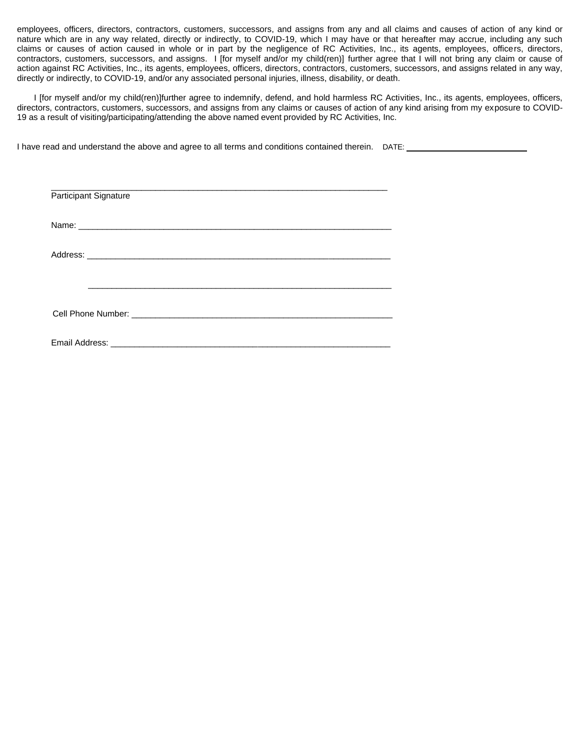employees, officers, directors, contractors, customers, successors, and assigns from any and all claims and causes of action of any kind or nature which are in any way related, directly or indirectly, to COVID-19, which I may have or that hereafter may accrue, including any such claims or causes of action caused in whole or in part by the negligence of RC Activities, Inc., its agents, employees, officers, directors, contractors, customers, successors, and assigns. I [for myself and/or my child(ren)] further agree that I will not bring any claim or cause of action against RC Activities, Inc., its agents, employees, officers, directors, contractors, customers, successors, and assigns related in any way, directly or indirectly, to COVID-19, and/or any associated personal injuries, illness, disability, or death.

I [for myself and/or my child(ren)]further agree to indemnify, defend, and hold harmless RC Activities, Inc., its agents, employees, officers, directors, contractors, customers, successors, and assigns from any claims or causes of action of any kind arising from my exposure to COVID-19 as a result of visiting/participating/attending the above named event provided by RC Activities, Inc.

I have read and understand the above and agree to all terms and conditions contained therein. DATE: ____________________

______________________________________________________________
Participant Signature

Name: ______________________________________________________________

Address: ____________________________________________________________

____________________________________________________________

Cell Phone Number: ___________________________________________________

Email Address: ______________________________________________________